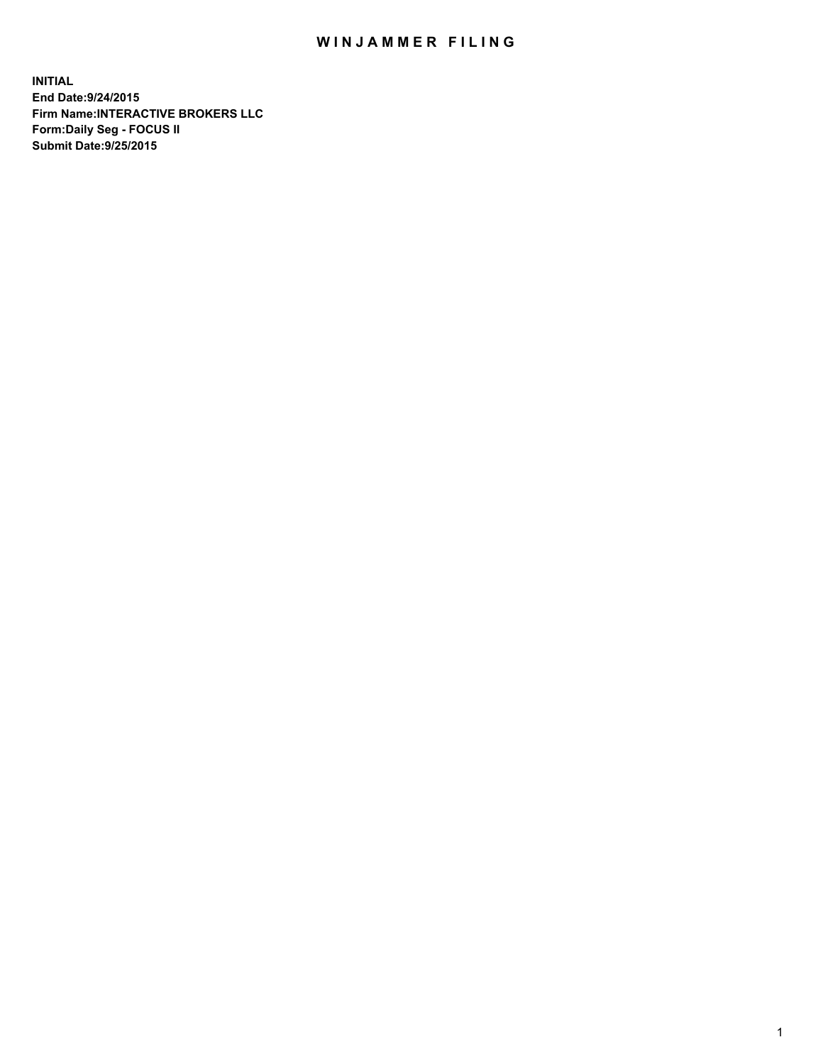# WINJAMMER FILING

**INITIAL**
**End Date:9/24/2015**
**Firm Name:INTERACTIVE BROKERS LLC**
**Form:Daily Seg - FOCUS II**
**Submit Date:9/25/2015**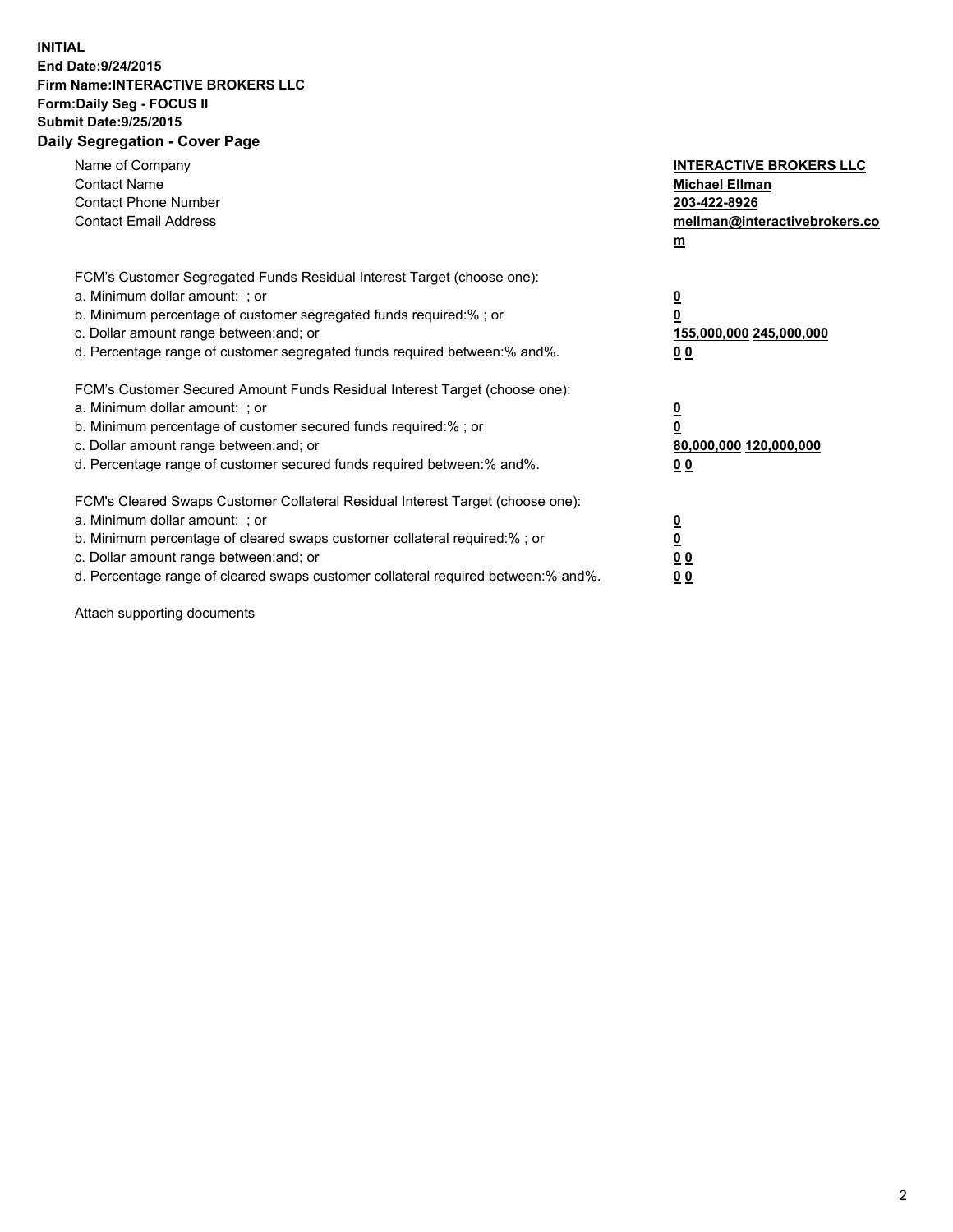**INITIAL**
**End Date:9/24/2015**
**Firm Name:INTERACTIVE BROKERS LLC**
**Form:Daily Seg - FOCUS II**
**Submit Date:9/25/2015**
**Daily Segregation - Cover Page**

| | |
|---|---|
| Name of Company | **INTERACTIVE BROKERS LLC** |
| Contact Name | **Michael Ellman** |
| Contact Phone Number | **203-422-8926** |
| Contact Email Address | **mellman@interactivebrokers.com** |

FCM's Customer Segregated Funds Residual Interest Target (choose one):

| | |
|---|---|
| a. Minimum dollar amount: ; or | **0** |
| b. Minimum percentage of customer segregated funds required:% ; or | **0** |
| c. Dollar amount range between:and; or | **155,000,000 245,000,000** |
| d. Percentage range of customer segregated funds required between:% and%. | **0 0** |

FCM's Customer Secured Amount Funds Residual Interest Target (choose one):

| | |
|---|---|
| a. Minimum dollar amount: ; or | **0** |
| b. Minimum percentage of customer secured funds required:% ; or | **0** |
| c. Dollar amount range between:and; or | **80,000,000 120,000,000** |
| d. Percentage range of customer secured funds required between:% and%. | **0 0** |

FCM's Cleared Swaps Customer Collateral Residual Interest Target (choose one):

| | |
|---|---|
| a. Minimum dollar amount: ; or | **0** |
| b. Minimum percentage of cleared swaps customer collateral required:% ; or | **0** |
| c. Dollar amount range between:and; or | **0 0** |
| d. Percentage range of cleared swaps customer collateral required between:% and%. | **0 0** |

Attach supporting documents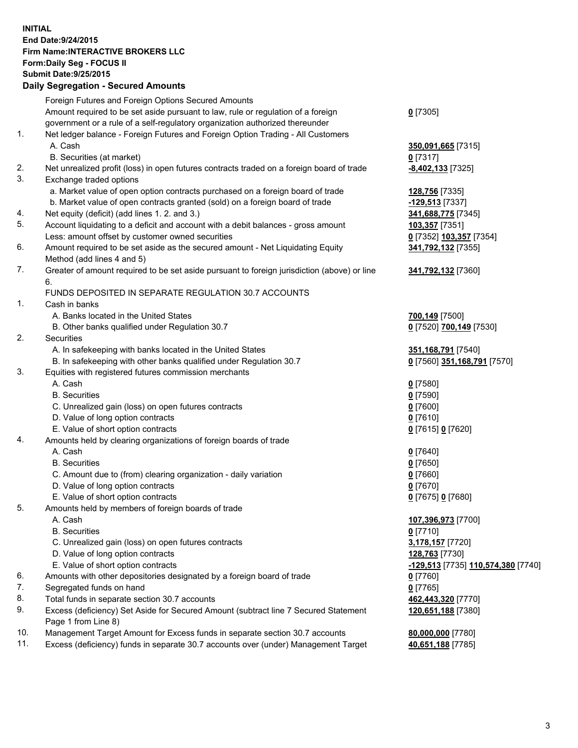**INITIAL**
**End Date:9/24/2015**
**Firm Name:INTERACTIVE BROKERS LLC**
**Form:Daily Seg - FOCUS II**
**Submit Date:9/25/2015**

## Daily Segregation - Secured Amounts

| | | |
|---|---|---|
| | Foreign Futures and Foreign Options Secured Amounts | |
| | Amount required to be set aside pursuant to law, rule or regulation of a foreign government or a rule of a self-regulatory organization authorized thereunder | **0** [7305] |
| 1. | Net ledger balance - Foreign Futures and Foreign Option Trading - All Customers | |
| | A. Cash | **350,091,665** [7315] |
| | B. Securities (at market) | **0** [7317] |
| 2. | Net unrealized profit (loss) in open futures contracts traded on a foreign board of trade | **-8,402,133** [7325] |
| 3. | Exchange traded options | |
| | a. Market value of open option contracts purchased on a foreign board of trade | **128,756** [7335] |
| | b. Market value of open contracts granted (sold) on a foreign board of trade | **-129,513** [7337] |
| 4. | Net equity (deficit) (add lines 1. 2. and 3.) | **341,688,775** [7345] |
| 5. | Account liquidating to a deficit and account with a debit balances - gross amount | **103,357** [7351] |
| | Less: amount offset by customer owned securities | **0** [7352] **103,357** [7354] |
| 6. | Amount required to be set aside as the secured amount - Net Liquidating Equity Method (add lines 4 and 5) | **341,792,132** [7355] |
| 7. | Greater of amount required to be set aside pursuant to foreign jurisdiction (above) or line 6. | **341,792,132** [7360] |
| | FUNDS DEPOSITED IN SEPARATE REGULATION 30.7 ACCOUNTS | |
| 1. | Cash in banks | |
| | A. Banks located in the United States | **700,149** [7500] |
| | B. Other banks qualified under Regulation 30.7 | **0** [7520] **700,149** [7530] |
| 2. | Securities | |
| | A. In safekeeping with banks located in the United States | **351,168,791** [7540] |
| | B. In safekeeping with other banks qualified under Regulation 30.7 | **0** [7560] **351,168,791** [7570] |
| 3. | Equities with registered futures commission merchants | |
| | A. Cash | **0** [7580] |
| | B. Securities | **0** [7590] |
| | C. Unrealized gain (loss) on open futures contracts | **0** [7600] |
| | D. Value of long option contracts | **0** [7610] |
| | E. Value of short option contracts | **0** [7615] **0** [7620] |
| 4. | Amounts held by clearing organizations of foreign boards of trade | |
| | A. Cash | **0** [7640] |
| | B. Securities | **0** [7650] |
| | C. Amount due to (from) clearing organization - daily variation | **0** [7660] |
| | D. Value of long option contracts | **0** [7670] |
| | E. Value of short option contracts | **0** [7675] **0** [7680] |
| 5. | Amounts held by members of foreign boards of trade | |
| | A. Cash | **107,396,973** [7700] |
| | B. Securities | **0** [7710] |
| | C. Unrealized gain (loss) on open futures contracts | **3,178,157** [7720] |
| | D. Value of long option contracts | **128,763** [7730] |
| | E. Value of short option contracts | **-129,513** [7735] **110,574,380** [7740] |
| 6. | Amounts with other depositories designated by a foreign board of trade | **0** [7760] |
| 7. | Segregated funds on hand | **0** [7765] |
| 8. | Total funds in separate section 30.7 accounts | **462,443,320** [7770] |
| 9. | Excess (deficiency) Set Aside for Secured Amount (subtract line 7 Secured Statement Page 1 from Line 8) | **120,651,188** [7380] |
| 10. | Management Target Amount for Excess funds in separate section 30.7 accounts | **80,000,000** [7780] |
| 11. | Excess (deficiency) funds in separate 30.7 accounts over (under) Management Target | **40,651,188** [7785] |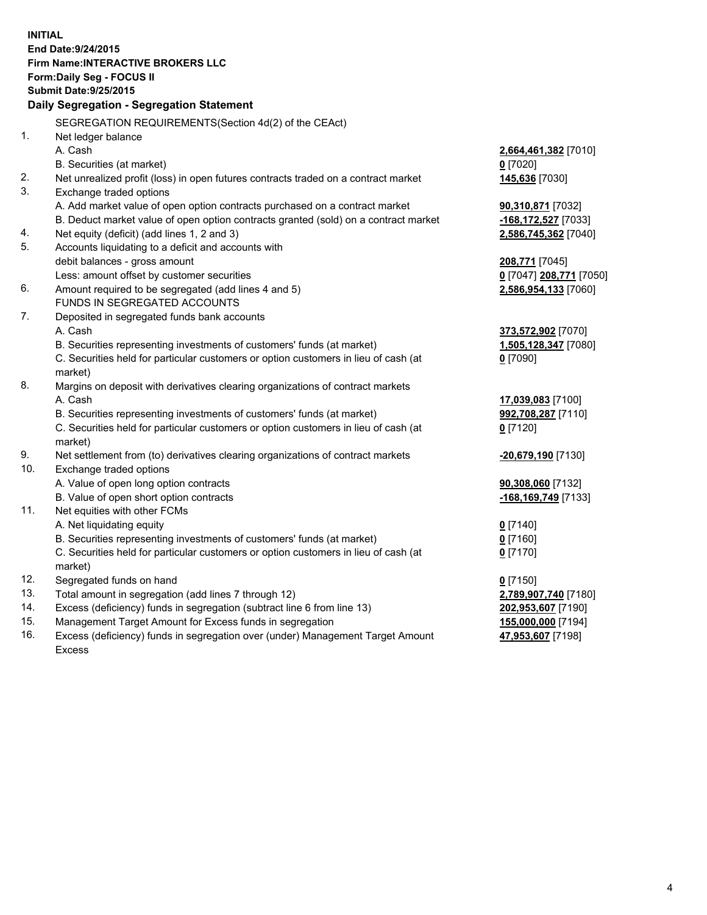**INITIAL**
**End Date:9/24/2015**
**Firm Name:INTERACTIVE BROKERS LLC**
**Form:Daily Seg - FOCUS II**
**Submit Date:9/25/2015**

**Daily Segregation - Segregation Statement**

SEGREGATION REQUIREMENTS(Section 4d(2) of the CEAct)

| | | |
|---|---|---|
| 1. | Net ledger balance | |
| | A. Cash | **2,664,461,382** [7010] |
| | B. Securities (at market) | **0** [7020] |
| 2. | Net unrealized profit (loss) in open futures contracts traded on a contract market | **145,636** [7030] |
| 3. | Exchange traded options | |
| | A. Add market value of open option contracts purchased on a contract market | **90,310,871** [7032] |
| | B. Deduct market value of open option contracts granted (sold) on a contract market | **-168,172,527** [7033] |
| 4. | Net equity (deficit) (add lines 1, 2 and 3) | **2,586,745,362** [7040] |
| 5. | Accounts liquidating to a deficit and accounts with | |
| | debit balances - gross amount | **208,771** [7045] |
| | Less: amount offset by customer securities | **0** [7047] **208,771** [7050] |
| 6. | Amount required to be segregated (add lines 4 and 5) | **2,586,954,133** [7060] |
| | FUNDS IN SEGREGATED ACCOUNTS | |
| 7. | Deposited in segregated funds bank accounts | |
| | A. Cash | **373,572,902** [7070] |
| | B. Securities representing investments of customers' funds (at market) | **1,505,128,347** [7080] |
| | C. Securities held for particular customers or option customers in lieu of cash (at market) | **0** [7090] |
| 8. | Margins on deposit with derivatives clearing organizations of contract markets | |
| | A. Cash | **17,039,083** [7100] |
| | B. Securities representing investments of customers' funds (at market) | **992,708,287** [7110] |
| | C. Securities held for particular customers or option customers in lieu of cash (at market) | **0** [7120] |
| 9. | Net settlement from (to) derivatives clearing organizations of contract markets | **-20,679,190** [7130] |
| 10. | Exchange traded options | |
| | A. Value of open long option contracts | **90,308,060** [7132] |
| | B. Value of open short option contracts | **-168,169,749** [7133] |
| 11. | Net equities with other FCMs | |
| | A. Net liquidating equity | **0** [7140] |
| | B. Securities representing investments of customers' funds (at market) | **0** [7160] |
| | C. Securities held for particular customers or option customers in lieu of cash (at market) | **0** [7170] |
| 12. | Segregated funds on hand | **0** [7150] |
| 13. | Total amount in segregation (add lines 7 through 12) | **2,789,907,740** [7180] |
| 14. | Excess (deficiency) funds in segregation (subtract line 6 from line 13) | **202,953,607** [7190] |
| 15. | Management Target Amount for Excess funds in segregation | **155,000,000** [7194] |
| 16. | Excess (deficiency) funds in segregation over (under) Management Target Amount Excess | **47,953,607** [7198] |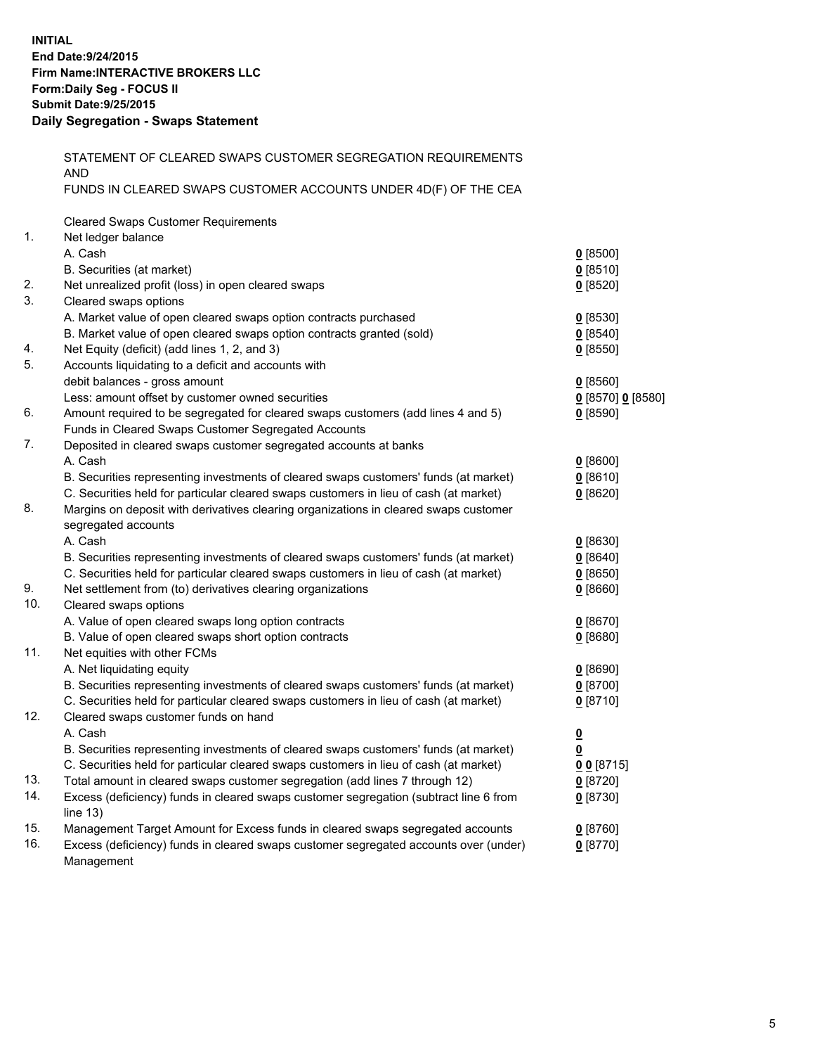**INITIAL**
**End Date:9/24/2015**
**Firm Name:INTERACTIVE BROKERS LLC**
**Form:Daily Seg - FOCUS II**
**Submit Date:9/25/2015**
**Daily Segregation - Swaps Statement**

STATEMENT OF CLEARED SWAPS CUSTOMER SEGREGATION REQUIREMENTS AND FUNDS IN CLEARED SWAPS CUSTOMER ACCOUNTS UNDER 4D(F) OF THE CEA

| | | |
|---|---|---|
| | Cleared Swaps Customer Requirements | |
| 1. | Net ledger balance | |
| | A. Cash | 0 [8500] |
| | B. Securities (at market) | 0 [8510] |
| 2. | Net unrealized profit (loss) in open cleared swaps | 0 [8520] |
| 3. | Cleared swaps options | |
| | A. Market value of open cleared swaps option contracts purchased | 0 [8530] |
| | B. Market value of open cleared swaps option contracts granted (sold) | 0 [8540] |
| 4. | Net Equity (deficit) (add lines 1, 2, and 3) | 0 [8550] |
| 5. | Accounts liquidating to a deficit and accounts with debit balances - gross amount | 0 [8560] |
| | Less: amount offset by customer owned securities | 0 [8570] 0 [8580] |
| 6. | Amount required to be segregated for cleared swaps customers (add lines 4 and 5) | 0 [8590] |
| | Funds in Cleared Swaps Customer Segregated Accounts | |
| 7. | Deposited in cleared swaps customer segregated accounts at banks | |
| | A. Cash | 0 [8600] |
| | B. Securities representing investments of cleared swaps customers' funds (at market) | 0 [8610] |
| | C. Securities held for particular cleared swaps customers in lieu of cash (at market) | 0 [8620] |
| 8. | Margins on deposit with derivatives clearing organizations in cleared swaps customer segregated accounts | |
| | A. Cash | 0 [8630] |
| | B. Securities representing investments of cleared swaps customers' funds (at market) | 0 [8640] |
| | C. Securities held for particular cleared swaps customers in lieu of cash (at market) | 0 [8650] |
| 9. | Net settlement from (to) derivatives clearing organizations | 0 [8660] |
| 10. | Cleared swaps options | |
| | A. Value of open cleared swaps long option contracts | 0 [8670] |
| | B. Value of open cleared swaps short option contracts | 0 [8680] |
| 11. | Net equities with other FCMs | |
| | A. Net liquidating equity | 0 [8690] |
| | B. Securities representing investments of cleared swaps customers' funds (at market) | 0 [8700] |
| | C. Securities held for particular cleared swaps customers in lieu of cash (at market) | 0 [8710] |
| 12. | Cleared swaps customer funds on hand | |
| | A. Cash | 0 |
| | B. Securities representing investments of cleared swaps customers' funds (at market) | 0 |
| | C. Securities held for particular cleared swaps customers in lieu of cash (at market) | 0 0 [8715] |
| 13. | Total amount in cleared swaps customer segregation (add lines 7 through 12) | 0 [8720] |
| 14. | Excess (deficiency) funds in cleared swaps customer segregation (subtract line 6 from line 13) | 0 [8730] |
| 15. | Management Target Amount for Excess funds in cleared swaps segregated accounts | 0 [8760] |
| 16. | Excess (deficiency) funds in cleared swaps customer segregated accounts over (under) Management | 0 [8770] |